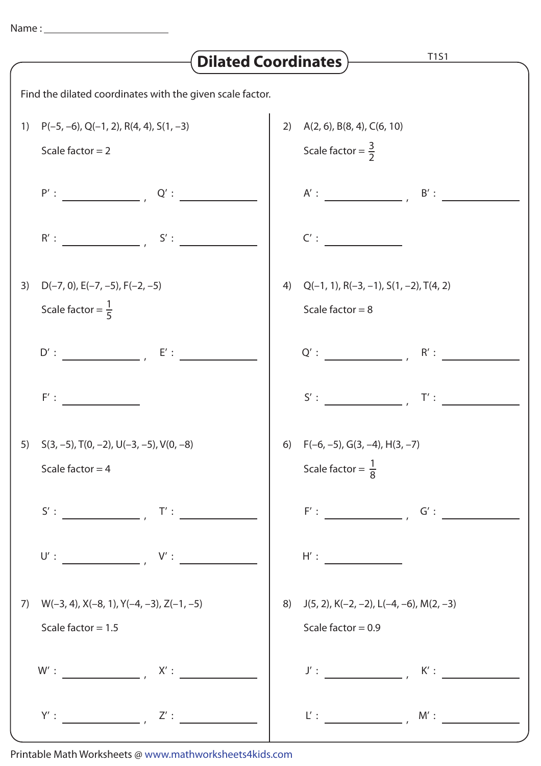Name : ____________________

# Dilated Coordinates

T1S1

Find the dilated coordinates with the given scale factor.

1) P(–5, –6), Q(–1, 2), R(4, 4), S(1, –3)

   Scale factor = 2

   P′ : __________ , Q′ : __________

   R′ : __________ , S′ : __________

2) A(2, 6), B(8, 4), C(6, 10)

   Scale factor = $\frac{3}{2}$

   A′ : __________ , B′ : __________

   C′ : __________

3) D(–7, 0), E(–7, –5), F(–2, –5)

   Scale factor = $\frac{1}{5}$

   D′ : __________ , E′ : __________

   F′ : __________

4) Q(–1, 1), R(–3, –1), S(1, –2), T(4, 2)

   Scale factor = 8

   Q′ : __________ , R′ : __________

   S′ : __________ , T′ : __________

5) S(3, –5), T(0, –2), U(–3, –5), V(0, –8)

   Scale factor = 4

   S′ : __________ , T′ : __________

   U′ : __________ , V′ : __________

6) F(–6, –5), G(3, –4), H(3, –7)

   Scale factor = $\frac{1}{8}$

   F′ : __________ , G′ : __________

   H′ : __________

7) W(–3, 4), X(–8, 1), Y(–4, –3), Z(–1, –5)

   Scale factor = 1.5

   W′ : __________ , X′ : __________

   Y′ : __________ , Z′ : __________

8) J(5, 2), K(–2, –2), L(–4, –6), M(2, –3)

   Scale factor = 0.9

   J′ : __________ , K′ : __________

   L′ : __________ , M′ : __________

Printable Math Worksheets @ www.mathworksheets4kids.com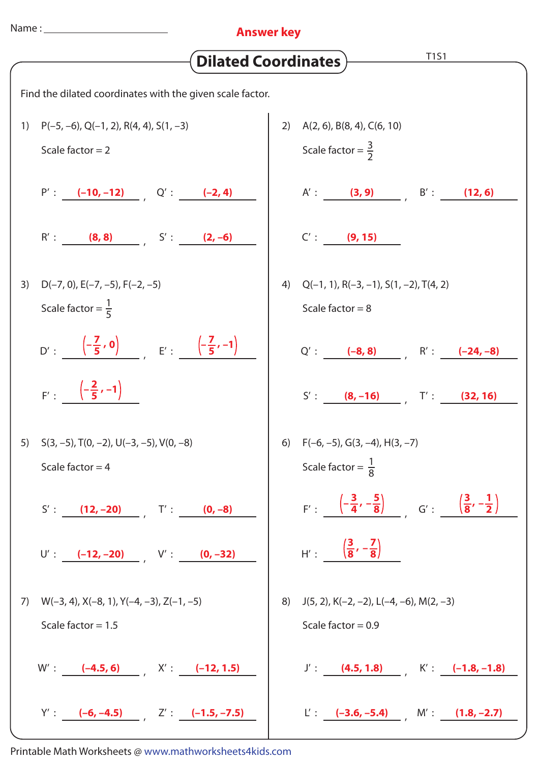Name : ____________________

**Answer key**

# Dilated Coordinates

T1S1

Find the dilated coordinates with the given scale factor.

1) P(–5, –6), Q(–1, 2), R(4, 4), S(1, –3)

Scale factor = 2

P′ : **(–10, –12)** , Q′ : **(–2, 4)**

R′ : **(8, 8)** , S′ : **(2, –6)**

2) A(2, 6), B(8, 4), C(6, 10)

Scale factor = $\frac{3}{2}$

A′ : **(3, 9)** , B′ : **(12, 6)**

C′ : **(9, 15)**

3) D(–7, 0), E(–7, –5), F(–2, –5)

Scale factor = $\frac{1}{5}$

D′ : $\left(-\frac{7}{5}, 0\right)$ , E′ : $\left(-\frac{7}{5}, -1\right)$

F′ : $\left(-\frac{2}{5}, -1\right)$

4) Q(–1, 1), R(–3, –1), S(1, –2), T(4, 2)

Scale factor = 8

Q′ : **(–8, 8)** , R′ : **(–24, –8)**

S′ : **(8, –16)** , T′ : **(32, 16)**

5) S(3, –5), T(0, –2), U(–3, –5), V(0, –8)

Scale factor = 4

S′ : **(12, –20)** , T′ : **(0, –8)**

U′ : **(–12, –20)** , V′ : **(0, –32)**

6) F(–6, –5), G(3, –4), H(3, –7)

Scale factor = $\frac{1}{8}$

F′ : $\left(-\frac{3}{4}, -\frac{5}{8}\right)$ , G′ : $\left(\frac{3}{8}, -\frac{1}{2}\right)$

H′ : $\left(\frac{3}{8}, -\frac{7}{8}\right)$

7) W(–3, 4), X(–8, 1), Y(–4, –3), Z(–1, –5)

Scale factor = 1.5

W′ : **(–4.5, 6)** , X′ : **(–12, 1.5)**

Y′ : **(–6, –4.5)** , Z′ : **(–1.5, –7.5)**

8) J(5, 2), K(–2, –2), L(–4, –6), M(2, –3)

Scale factor = 0.9

J′ : **(4.5, 1.8)** , K′ : **(–1.8, –1.8)**

L′ : **(–3.6, –5.4)** , M′ : **(1.8, –2.7)**

Printable Math Worksheets @ www.mathworksheets4kids.com